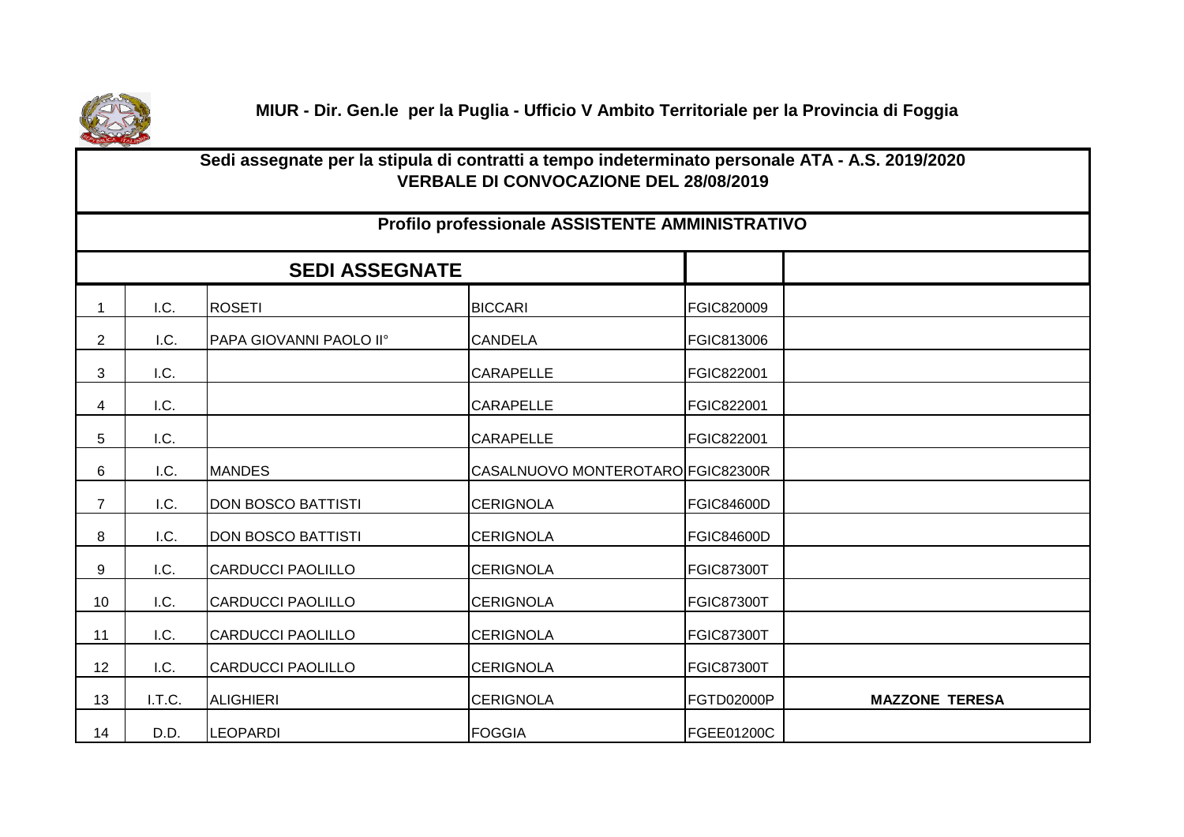**MIUR - Dir. Gen.le per la Puglia - Ufficio V Ambito Territoriale per la Provincia di Foggia**

## Sedi assegnate per la stipula di contratti a tempo indeterminato personale ATA - A.S. 2019/2020
## VERBALE DI CONVOCAZIONE DEL 28/08/2019

### Profilo professionale ASSISTENTE AMMINISTRATIVO

| SEDI ASSEGNATE | | | | | |
|---|---|---|---|---|---|
| 1 | I.C. | ROSETI | BICCARI | FGIC820009 | |
| 2 | I.C. | PAPA GIOVANNI PAOLO II° | CANDELA | FGIC813006 | |
| 3 | I.C. | | CARAPELLE | FGIC822001 | |
| 4 | I.C. | | CARAPELLE | FGIC822001 | |
| 5 | I.C. | | CARAPELLE | FGIC822001 | |
| 6 | I.C. | MANDES | CASALNUOVO MONTEROTARO | FGIC82300R | |
| 7 | I.C. | DON BOSCO BATTISTI | CERIGNOLA | FGIC84600D | |
| 8 | I.C. | DON BOSCO BATTISTI | CERIGNOLA | FGIC84600D | |
| 9 | I.C. | CARDUCCI PAOLILLO | CERIGNOLA | FGIC87300T | |
| 10 | I.C. | CARDUCCI PAOLILLO | CERIGNOLA | FGIC87300T | |
| 11 | I.C. | CARDUCCI PAOLILLO | CERIGNOLA | FGIC87300T | |
| 12 | I.C. | CARDUCCI PAOLILLO | CERIGNOLA | FGIC87300T | |
| 13 | I.T.C. | ALIGHIERI | CERIGNOLA | FGTD02000P | **MAZZONE TERESA** |
| 14 | D.D. | LEOPARDI | FOGGIA | FGEE01200C | |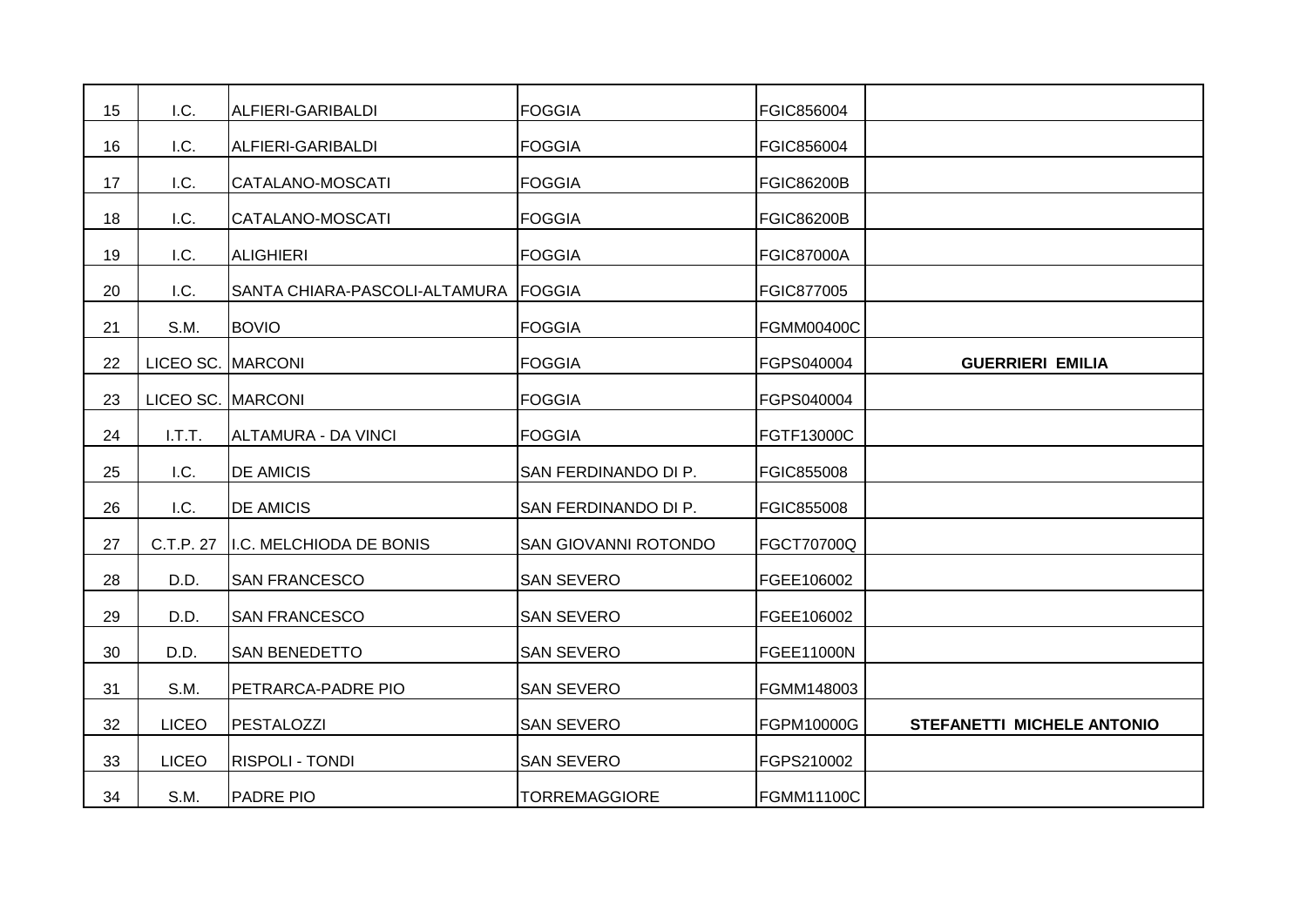| | | | | | |
|---|---|---|---|---|---|
| 15 | I.C. | ALFIERI-GARIBALDI | FOGGIA | FGIC856004 | |
| 16 | I.C. | ALFIERI-GARIBALDI | FOGGIA | FGIC856004 | |
| 17 | I.C. | CATALANO-MOSCATI | FOGGIA | FGIC86200B | |
| 18 | I.C. | CATALANO-MOSCATI | FOGGIA | FGIC86200B | |
| 19 | I.C. | ALIGHIERI | FOGGIA | FGIC87000A | |
| 20 | I.C. | SANTA CHIARA-PASCOLI-ALTAMURA | FOGGIA | FGIC877005 | |
| 21 | S.M. | BOVIO | FOGGIA | FGMM00400C | |
| 22 | LICEO SC. | MARCONI | FOGGIA | FGPS040004 | **GUERRIERI EMILIA** |
| 23 | LICEO SC. | MARCONI | FOGGIA | FGPS040004 | |
| 24 | I.T.T. | ALTAMURA - DA VINCI | FOGGIA | FGTF13000C | |
| 25 | I.C. | DE AMICIS | SAN FERDINANDO DI P. | FGIC855008 | |
| 26 | I.C. | DE AMICIS | SAN FERDINANDO DI P. | FGIC855008 | |
| 27 | C.T.P. 27 | I.C. MELCHIODA DE BONIS | SAN GIOVANNI ROTONDO | FGCT70700Q | |
| 28 | D.D. | SAN FRANCESCO | SAN SEVERO | FGEE106002 | |
| 29 | D.D. | SAN FRANCESCO | SAN SEVERO | FGEE106002 | |
| 30 | D.D. | SAN BENEDETTO | SAN SEVERO | FGEE11000N | |
| 31 | S.M. | PETRARCA-PADRE PIO | SAN SEVERO | FGMM148003 | |
| 32 | LICEO | PESTALOZZI | SAN SEVERO | FGPM10000G | **STEFANETTI MICHELE ANTONIO** |
| 33 | LICEO | RISPOLI - TONDI | SAN SEVERO | FGPS210002 | |
| 34 | S.M. | PADRE PIO | TORREMAGGIORE | FGMM11100C | |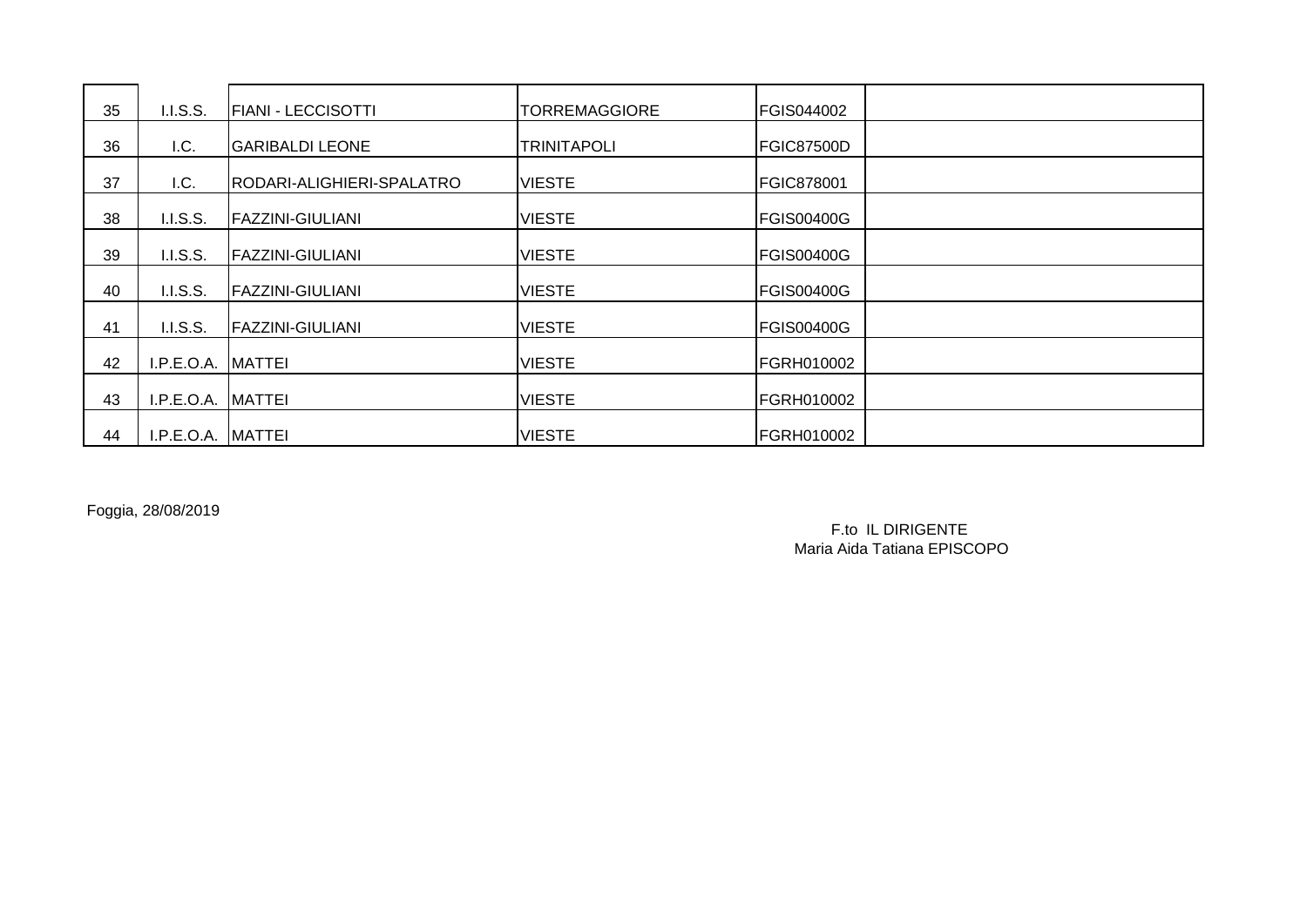| | | | | | |
|---|---|---|---|---|---|
| 35 | I.I.S.S. | FIANI - LECCISOTTI | TORREMAGGIORE | FGIS044002 | |
| 36 | I.C. | GARIBALDI LEONE | TRINITAPOLI | FGIC87500D | |
| 37 | I.C. | RODARI-ALIGHIERI-SPALATRO | VIESTE | FGIC878001 | |
| 38 | I.I.S.S. | FAZZINI-GIULIANI | VIESTE | FGIS00400G | |
| 39 | I.I.S.S. | FAZZINI-GIULIANI | VIESTE | FGIS00400G | |
| 40 | I.I.S.S. | FAZZINI-GIULIANI | VIESTE | FGIS00400G | |
| 41 | I.I.S.S. | FAZZINI-GIULIANI | VIESTE | FGIS00400G | |
| 42 | I.P.E.O.A. | MATTEI | VIESTE | FGRH010002 | |
| 43 | I.P.E.O.A. | MATTEI | VIESTE | FGRH010002 | |
| 44 | I.P.E.O.A. | MATTEI | VIESTE | FGRH010002 | |

Foggia, 28/08/2019

F.to IL DIRIGENTE
Maria Aida Tatiana EPISCOPO